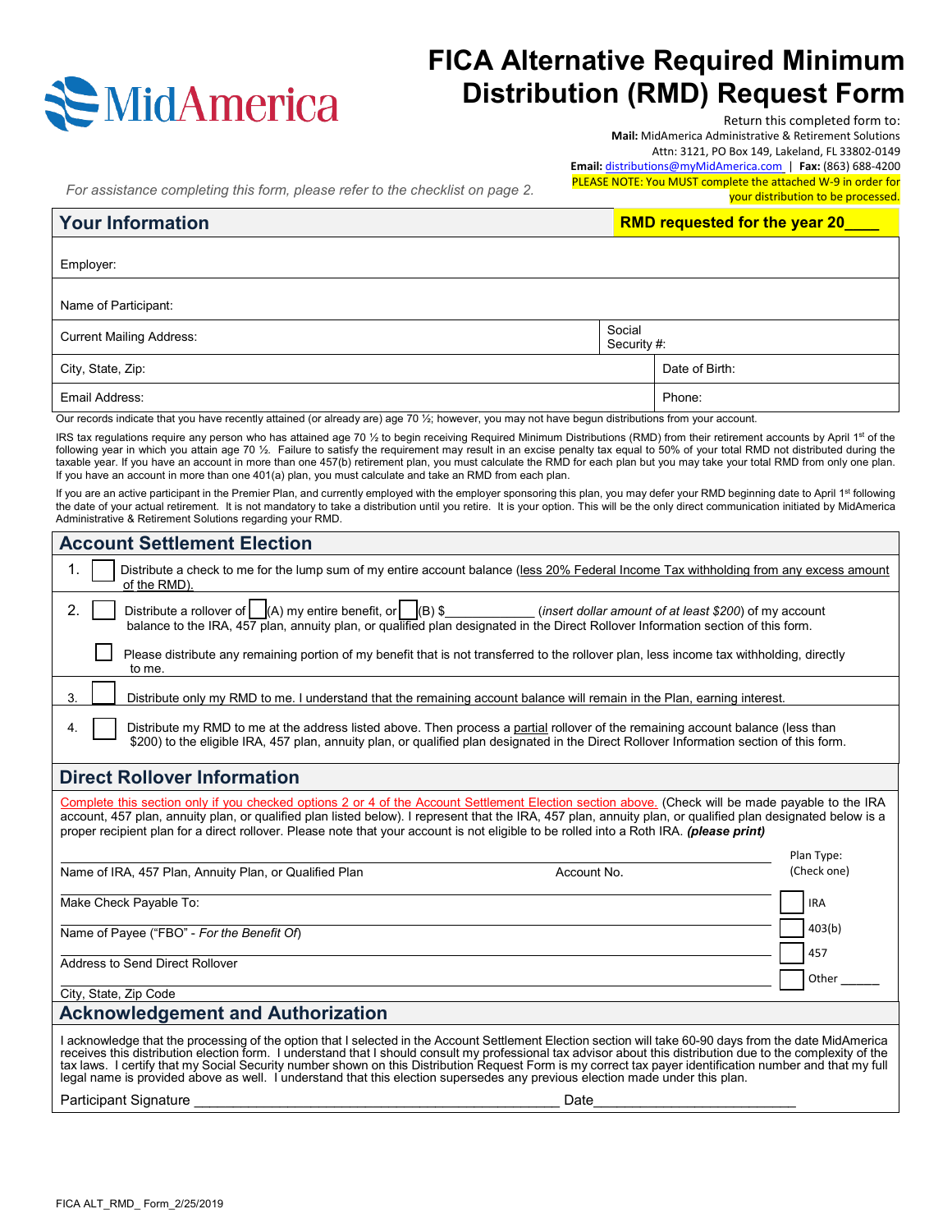MidAmerica

# FICA Alternative Required Minimum Distribution (RMD) Request Form

Return this completed form to:
**Mail:** MidAmerica Administrative & Retirement Solutions
Attn: 3121, PO Box 149, Lakeland, FL 33802-0149
**Email:** distributions@myMidAmerica.com | **Fax:** (863) 688-4200
PLEASE NOTE: You MUST complete the attached W-9 in order for your distribution to be processed.

*For assistance completing this form, please refer to the checklist on page 2.*

## Your Information

**RMD requested for the year 20____**

| | |
|---|---|
| Employer: | |
| Name of Participant: | |
| Current Mailing Address: | Social Security #: |
| City, State, Zip: | Date of Birth: |
| Email Address: | Phone: |

Our records indicate that you have recently attained (or already are) age 70 ½; however, you may not have begun distributions from your account.

IRS tax regulations require any person who has attained age 70 ½ to begin receiving Required Minimum Distributions (RMD) from their retirement accounts by April 1st of the following year in which you attain age 70 ½. Failure to satisfy the requirement may result in an excise penalty tax equal to 50% of your total RMD not distributed during the taxable year. If you have an account in more than one 457(b) retirement plan, you must calculate the RMD for each plan but you may take your total RMD from only one plan. If you have an account in more than one 401(a) plan, you must calculate and take an RMD from each plan.

If you are an active participant in the Premier Plan, and currently employed with the employer sponsoring this plan, you may defer your RMD beginning date to April 1st following the date of your actual retirement. It is not mandatory to take a distribution until you retire. It is your option. This will be the only direct communication initiated by MidAmerica Administrative & Retirement Solutions regarding your RMD.

## Account Settlement Election

1. ☐ Distribute a check to me for the lump sum of my entire account balance (less 20% Federal Income Tax withholding from any excess amount of the RMD).

2. ☐ Distribute a rollover of ☐ (A) my entire benefit, or ☐ (B) $____________ (*insert dollar amount of at least $200*) of my account balance to the IRA, 457 plan, annuity plan, or qualified plan designated in the Direct Rollover Information section of this form.

   ☐ Please distribute any remaining portion of my benefit that is not transferred to the rollover plan, less income tax withholding, directly to me.

3. ☐ Distribute only my RMD to me. I understand that the remaining account balance will remain in the Plan, earning interest.

4. ☐ Distribute my RMD to me at the address listed above. Then process a partial rollover of the remaining account balance (less than $200) to the eligible IRA, 457 plan, annuity plan, or qualified plan designated in the Direct Rollover Information section of this form.

## Direct Rollover Information

Complete this section only if you checked options 2 or 4 of the Account Settlement Election section above. (Check will be made payable to the IRA account, 457 plan, annuity plan, or qualified plan listed below). I represent that the IRA, 457 plan, annuity plan, or qualified plan designated below is a proper recipient plan for a direct rollover. Please note that your account is not eligible to be rolled into a Roth IRA. ***(please print)***

Name of IRA, 457 Plan, Annuity Plan, or Qualified Plan __________ Account No. __________

Make Check Payable To: __________

Name of Payee ("FBO" - *For the Benefit Of*) __________

Address to Send Direct Rollover __________

City, State, Zip Code __________

Plan Type: (Check one)
- ☐ IRA
- ☐ 403(b)
- ☐ 457
- ☐ Other ______

## Acknowledgement and Authorization

I acknowledge that the processing of the option that I selected in the Account Settlement Election section will take 60-90 days from the date MidAmerica receives this distribution election form. I understand that I should consult my professional tax advisor about this distribution due to the complexity of the tax laws. I certify that my Social Security number shown on this Distribution Request Form is my correct tax payer identification number and that my full legal name is provided above as well. I understand that this election supersedes any previous election made under this plan.

Participant Signature ____________________________________________ Date________________________

FICA ALT_RMD_ Form_2/25/2019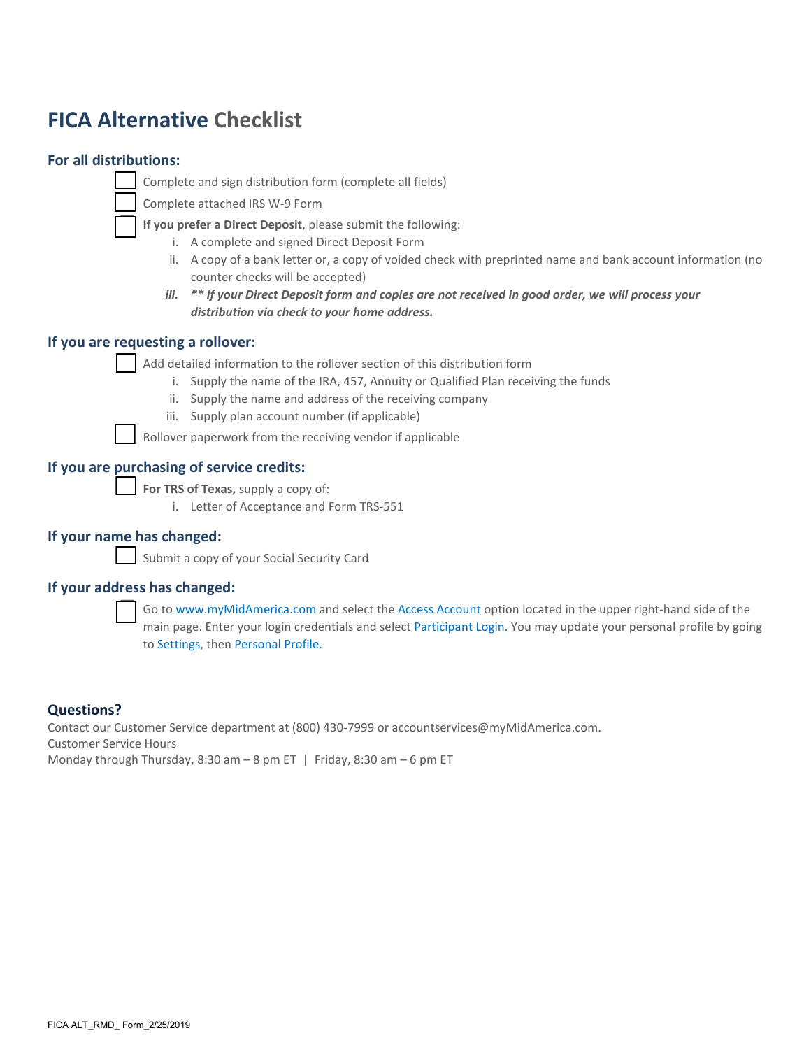# FICA Alternative Checklist

## For all distributions:

- ☐ Complete and sign distribution form (complete all fields)
- ☐ Complete attached IRS W-9 Form
- ☐ **If you prefer a Direct Deposit**, please submit the following:
  - i. A complete and signed Direct Deposit Form
  - ii. A copy of a bank letter or, a copy of voided check with preprinted name and bank account information (no counter checks will be accepted)
  - ***iii. ** If your Direct Deposit form and copies are not received in good order, we will process your distribution via check to your home address.***

## If you are requesting a rollover:

- ☐ Add detailed information to the rollover section of this distribution form
  - i. Supply the name of the IRA, 457, Annuity or Qualified Plan receiving the funds
  - ii. Supply the name and address of the receiving company
  - iii. Supply plan account number (if applicable)
- ☐ Rollover paperwork from the receiving vendor if applicable

## If you are purchasing of service credits:

- ☐ **For TRS of Texas,** supply a copy of:
  - i. Letter of Acceptance and Form TRS-551

## If your name has changed:

- ☐ Submit a copy of your Social Security Card

## If your address has changed:

- ☐ Go to www.myMidAmerica.com and select the Access Account option located in the upper right-hand side of the main page. Enter your login credentials and select Participant Login. You may update your personal profile by going to Settings, then Personal Profile.

## Questions?

Contact our Customer Service department at (800) 430-7999 or accountservices@myMidAmerica.com.
Customer Service Hours
Monday through Thursday, 8:30 am – 8 pm ET | Friday, 8:30 am – 6 pm ET

FICA ALT_RMD_ Form_2/25/2019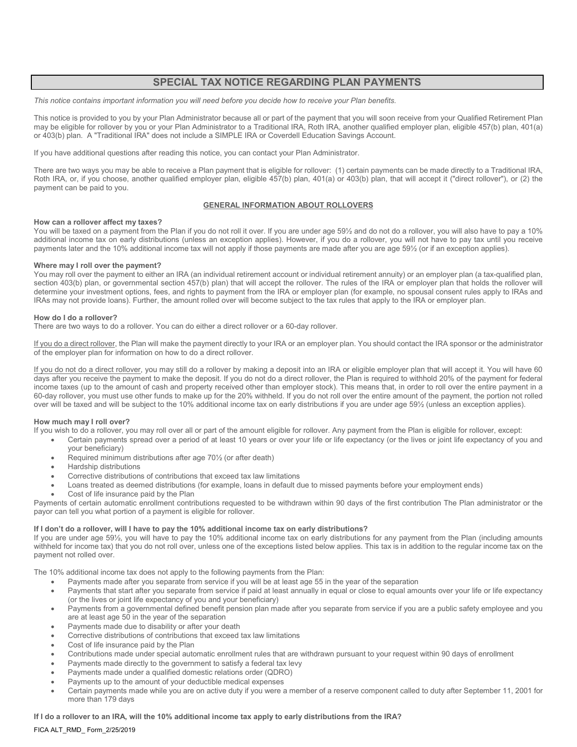# SPECIAL TAX NOTICE REGARDING PLAN PAYMENTS

*This notice contains important information you will need before you decide how to receive your Plan benefits.*

This notice is provided to you by your Plan Administrator because all or part of the payment that you will soon receive from your Qualified Retirement Plan may be eligible for rollover by you or your Plan Administrator to a Traditional IRA, Roth IRA, another qualified employer plan, eligible 457(b) plan, 401(a) or 403(b) plan. A "Traditional IRA" does not include a SIMPLE IRA or Coverdell Education Savings Account.

If you have additional questions after reading this notice, you can contact your Plan Administrator.

There are two ways you may be able to receive a Plan payment that is eligible for rollover: (1) certain payments can be made directly to a Traditional IRA, Roth IRA, or, if you choose, another qualified employer plan, eligible 457(b) plan, 401(a) or 403(b) plan, that will accept it ("direct rollover"), or (2) the payment can be paid to you.

## GENERAL INFORMATION ABOUT ROLLOVERS

**How can a rollover affect my taxes?**
You will be taxed on a payment from the Plan if you do not roll it over. If you are under age 59½ and do not do a rollover, you will also have to pay a 10% additional income tax on early distributions (unless an exception applies). However, if you do a rollover, you will not have to pay tax until you receive payments later and the 10% additional income tax will not apply if those payments are made after you are age 59½ (or if an exception applies).

**Where may I roll over the payment?**
You may roll over the payment to either an IRA (an individual retirement account or individual retirement annuity) or an employer plan (a tax-qualified plan, section 403(b) plan, or governmental section 457(b) plan) that will accept the rollover. The rules of the IRA or employer plan that holds the rollover will determine your investment options, fees, and rights to payment from the IRA or employer plan (for example, no spousal consent rules apply to IRAs and IRAs may not provide loans). Further, the amount rolled over will become subject to the tax rules that apply to the IRA or employer plan.

**How do I do a rollover?**
There are two ways to do a rollover. You can do either a direct rollover or a 60-day rollover.

If you do a direct rollover, the Plan will make the payment directly to your IRA or an employer plan. You should contact the IRA sponsor or the administrator of the employer plan for information on how to do a direct rollover.

If you do not do a direct rollover, you may still do a rollover by making a deposit into an IRA or eligible employer plan that will accept it. You will have 60 days after you receive the payment to make the deposit. If you do not do a direct rollover, the Plan is required to withhold 20% of the payment for federal income taxes (up to the amount of cash and property received other than employer stock). This means that, in order to roll over the entire payment in a 60-day rollover, you must use other funds to make up for the 20% withheld. If you do not roll over the entire amount of the payment, the portion not rolled over will be taxed and will be subject to the 10% additional income tax on early distributions if you are under age 59½ (unless an exception applies).

**How much may I roll over?**
If you wish to do a rollover, you may roll over all or part of the amount eligible for rollover. Any payment from the Plan is eligible for rollover, except:

- Certain payments spread over a period of at least 10 years or over your life or life expectancy (or the lives or joint life expectancy of you and your beneficiary)
- Required minimum distributions after age 70½ (or after death)
- Hardship distributions
- Corrective distributions of contributions that exceed tax law limitations
- Loans treated as deemed distributions (for example, loans in default due to missed payments before your employment ends)
- Cost of life insurance paid by the Plan

Payments of certain automatic enrollment contributions requested to be withdrawn within 90 days of the first contribution The Plan administrator or the payor can tell you what portion of a payment is eligible for rollover.

**If I don't do a rollover, will I have to pay the 10% additional income tax on early distributions?**
If you are under age 59½, you will have to pay the 10% additional income tax on early distributions for any payment from the Plan (including amounts withheld for income tax) that you do not roll over, unless one of the exceptions listed below applies. This tax is in addition to the regular income tax on the payment not rolled over.

The 10% additional income tax does not apply to the following payments from the Plan:

- Payments made after you separate from service if you will be at least age 55 in the year of the separation
- Payments that start after you separate from service if paid at least annually in equal or close to equal amounts over your life or life expectancy (or the lives or joint life expectancy of you and your beneficiary)
- Payments from a governmental defined benefit pension plan made after you separate from service if you are a public safety employee and you are at least age 50 in the year of the separation
- Payments made due to disability or after your death
- Corrective distributions of contributions that exceed tax law limitations
- Cost of life insurance paid by the Plan
- Contributions made under special automatic enrollment rules that are withdrawn pursuant to your request within 90 days of enrollment
- Payments made directly to the government to satisfy a federal tax levy
- Payments made under a qualified domestic relations order (QDRO)
- Payments up to the amount of your deductible medical expenses
- Certain payments made while you are on active duty if you were a member of a reserve component called to duty after September 11, 2001 for more than 179 days

**If I do a rollover to an IRA, will the 10% additional income tax apply to early distributions from the IRA?**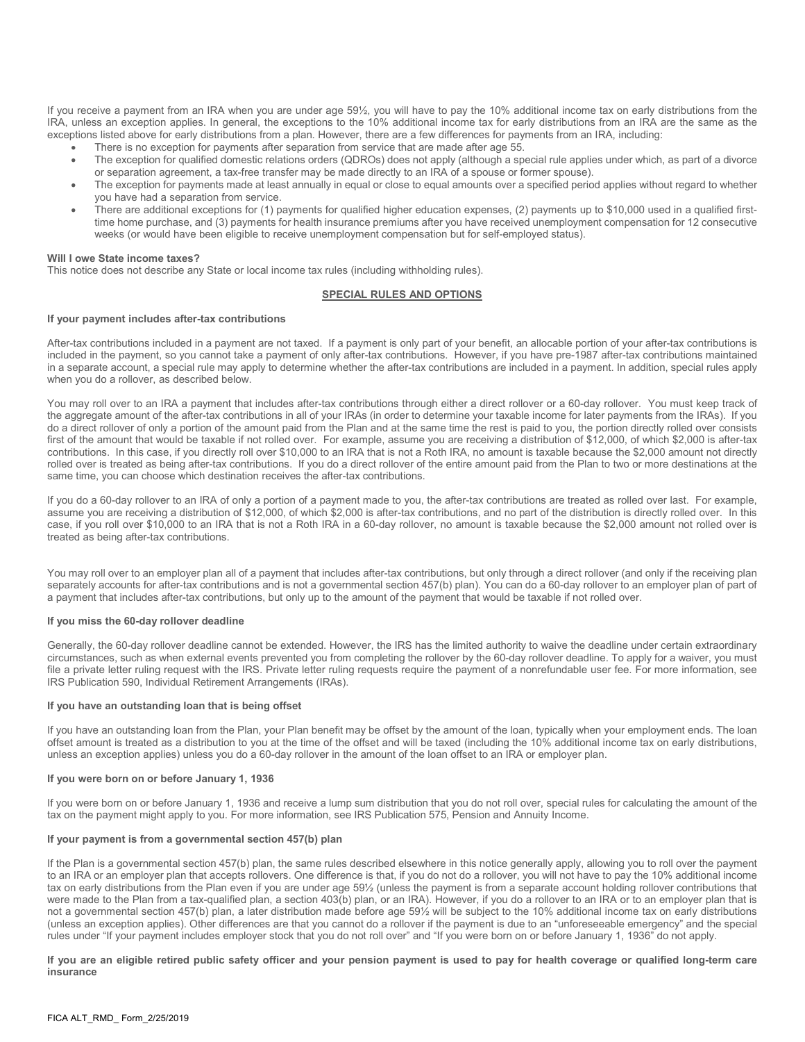If you receive a payment from an IRA when you are under age 59½, you will have to pay the 10% additional income tax on early distributions from the IRA, unless an exception applies. In general, the exceptions to the 10% additional income tax for early distributions from an IRA are the same as the exceptions listed above for early distributions from a plan. However, there are a few differences for payments from an IRA, including:

- There is no exception for payments after separation from service that are made after age 55.
- The exception for qualified domestic relations orders (QDROs) does not apply (although a special rule applies under which, as part of a divorce or separation agreement, a tax-free transfer may be made directly to an IRA of a spouse or former spouse).
- The exception for payments made at least annually in equal or close to equal amounts over a specified period applies without regard to whether you have had a separation from service.
- There are additional exceptions for (1) payments for qualified higher education expenses, (2) payments up to $10,000 used in a qualified first-time home purchase, and (3) payments for health insurance premiums after you have received unemployment compensation for 12 consecutive weeks (or would have been eligible to receive unemployment compensation but for self-employed status).

**Will I owe State income taxes?**
This notice does not describe any State or local income tax rules (including withholding rules).

## SPECIAL RULES AND OPTIONS

**If your payment includes after-tax contributions**

After-tax contributions included in a payment are not taxed. If a payment is only part of your benefit, an allocable portion of your after-tax contributions is included in the payment, so you cannot take a payment of only after-tax contributions. However, if you have pre-1987 after-tax contributions maintained in a separate account, a special rule may apply to determine whether the after-tax contributions are included in a payment. In addition, special rules apply when you do a rollover, as described below.

You may roll over to an IRA a payment that includes after-tax contributions through either a direct rollover or a 60-day rollover. You must keep track of the aggregate amount of the after-tax contributions in all of your IRAs (in order to determine your taxable income for later payments from the IRAs). If you do a direct rollover of only a portion of the amount paid from the Plan and at the same time the rest is paid to you, the portion directly rolled over consists first of the amount that would be taxable if not rolled over. For example, assume you are receiving a distribution of $12,000, of which $2,000 is after-tax contributions. In this case, if you directly roll over $10,000 to an IRA that is not a Roth IRA, no amount is taxable because the $2,000 amount not directly rolled over is treated as being after-tax contributions. If you do a direct rollover of the entire amount paid from the Plan to two or more destinations at the same time, you can choose which destination receives the after-tax contributions.

If you do a 60-day rollover to an IRA of only a portion of a payment made to you, the after-tax contributions are treated as rolled over last. For example, assume you are receiving a distribution of $12,000, of which $2,000 is after-tax contributions, and no part of the distribution is directly rolled over. In this case, if you roll over $10,000 to an IRA that is not a Roth IRA in a 60-day rollover, no amount is taxable because the $2,000 amount not rolled over is treated as being after-tax contributions.

You may roll over to an employer plan all of a payment that includes after-tax contributions, but only through a direct rollover (and only if the receiving plan separately accounts for after-tax contributions and is not a governmental section 457(b) plan). You can do a 60-day rollover to an employer plan of part of a payment that includes after-tax contributions, but only up to the amount of the payment that would be taxable if not rolled over.

**If you miss the 60-day rollover deadline**

Generally, the 60-day rollover deadline cannot be extended. However, the IRS has the limited authority to waive the deadline under certain extraordinary circumstances, such as when external events prevented you from completing the rollover by the 60-day rollover deadline. To apply for a waiver, you must file a private letter ruling request with the IRS. Private letter ruling requests require the payment of a nonrefundable user fee. For more information, see IRS Publication 590, Individual Retirement Arrangements (IRAs).

**If you have an outstanding loan that is being offset**

If you have an outstanding loan from the Plan, your Plan benefit may be offset by the amount of the loan, typically when your employment ends. The loan offset amount is treated as a distribution to you at the time of the offset and will be taxed (including the 10% additional income tax on early distributions, unless an exception applies) unless you do a 60-day rollover in the amount of the loan offset to an IRA or employer plan.

**If you were born on or before January 1, 1936**

If you were born on or before January 1, 1936 and receive a lump sum distribution that you do not roll over, special rules for calculating the amount of the tax on the payment might apply to you. For more information, see IRS Publication 575, Pension and Annuity Income.

**If your payment is from a governmental section 457(b) plan**

If the Plan is a governmental section 457(b) plan, the same rules described elsewhere in this notice generally apply, allowing you to roll over the payment to an IRA or an employer plan that accepts rollovers. One difference is that, if you do not do a rollover, you will not have to pay the 10% additional income tax on early distributions from the Plan even if you are under age 59½ (unless the payment is from a separate account holding rollover contributions that were made to the Plan from a tax-qualified plan, a section 403(b) plan, or an IRA). However, if you do a rollover to an IRA or to an employer plan that is not a governmental section 457(b) plan, a later distribution made before age 59½ will be subject to the 10% additional income tax on early distributions (unless an exception applies). Other differences are that you cannot do a rollover if the payment is due to an "unforeseeable emergency" and the special rules under "If your payment includes employer stock that you do not roll over" and "If you were born on or before January 1, 1936" do not apply.

**If you are an eligible retired public safety officer and your pension payment is used to pay for health coverage or qualified long-term care insurance**

FICA ALT_RMD_ Form_2/25/2019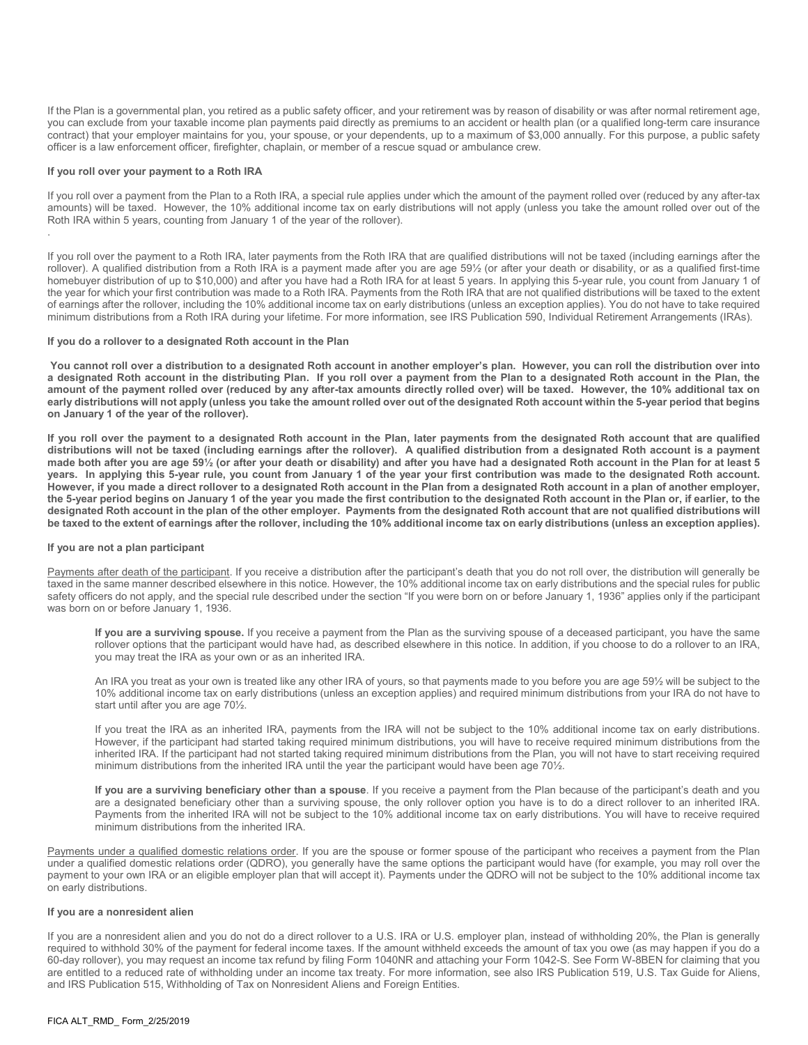If the Plan is a governmental plan, you retired as a public safety officer, and your retirement was by reason of disability or was after normal retirement age, you can exclude from your taxable income plan payments paid directly as premiums to an accident or health plan (or a qualified long-term care insurance contract) that your employer maintains for you, your spouse, or your dependents, up to a maximum of $3,000 annually. For this purpose, a public safety officer is a law enforcement officer, firefighter, chaplain, or member of a rescue squad or ambulance crew.

**If you roll over your payment to a Roth IRA**

If you roll over a payment from the Plan to a Roth IRA, a special rule applies under which the amount of the payment rolled over (reduced by any after-tax amounts) will be taxed. However, the 10% additional income tax on early distributions will not apply (unless you take the amount rolled over out of the Roth IRA within 5 years, counting from January 1 of the year of the rollover).

.

If you roll over the payment to a Roth IRA, later payments from the Roth IRA that are qualified distributions will not be taxed (including earnings after the rollover). A qualified distribution from a Roth IRA is a payment made after you are age 59½ (or after your death or disability, or as a qualified first-time homebuyer distribution of up to $10,000) and after you have had a Roth IRA for at least 5 years. In applying this 5-year rule, you count from January 1 of the year for which your first contribution was made to a Roth IRA. Payments from the Roth IRA that are not qualified distributions will be taxed to the extent of earnings after the rollover, including the 10% additional income tax on early distributions (unless an exception applies). You do not have to take required minimum distributions from a Roth IRA during your lifetime. For more information, see IRS Publication 590, Individual Retirement Arrangements (IRAs).

**If you do a rollover to a designated Roth account in the Plan**

**You cannot roll over a distribution to a designated Roth account in another employer's plan. However, you can roll the distribution over into a designated Roth account in the distributing Plan. If you roll over a payment from the Plan to a designated Roth account in the Plan, the amount of the payment rolled over (reduced by any after-tax amounts directly rolled over) will be taxed. However, the 10% additional tax on early distributions will not apply (unless you take the amount rolled over out of the designated Roth account within the 5-year period that begins on January 1 of the year of the rollover).**

**If you roll over the payment to a designated Roth account in the Plan, later payments from the designated Roth account that are qualified distributions will not be taxed (including earnings after the rollover). A qualified distribution from a designated Roth account is a payment made both after you are age 59½ (or after your death or disability) and after you have had a designated Roth account in the Plan for at least 5 years. In applying this 5-year rule, you count from January 1 of the year your first contribution was made to the designated Roth account. However, if you made a direct rollover to a designated Roth account in the Plan from a designated Roth account in a plan of another employer, the 5-year period begins on January 1 of the year you made the first contribution to the designated Roth account in the Plan or, if earlier, to the designated Roth account in the plan of the other employer. Payments from the designated Roth account that are not qualified distributions will be taxed to the extent of earnings after the rollover, including the 10% additional income tax on early distributions (unless an exception applies).**

**If you are not a plan participant**

Payments after death of the participant. If you receive a distribution after the participant's death that you do not roll over, the distribution will generally be taxed in the same manner described elsewhere in this notice. However, the 10% additional income tax on early distributions and the special rules for public safety officers do not apply, and the special rule described under the section "If you were born on or before January 1, 1936" applies only if the participant was born on or before January 1, 1936.

> **If you are a surviving spouse.** If you receive a payment from the Plan as the surviving spouse of a deceased participant, you have the same rollover options that the participant would have had, as described elsewhere in this notice. In addition, if you choose to do a rollover to an IRA, you may treat the IRA as your own or as an inherited IRA.
>
> An IRA you treat as your own is treated like any other IRA of yours, so that payments made to you before you are age 59½ will be subject to the 10% additional income tax on early distributions (unless an exception applies) and required minimum distributions from your IRA do not have to start until after you are age 70½.
>
> If you treat the IRA as an inherited IRA, payments from the IRA will not be subject to the 10% additional income tax on early distributions. However, if the participant had started taking required minimum distributions, you will have to receive required minimum distributions from the inherited IRA. If the participant had not started taking required minimum distributions from the Plan, you will not have to start receiving required minimum distributions from the inherited IRA until the year the participant would have been age 70½.
>
> **If you are a surviving beneficiary other than a spouse**. If you receive a payment from the Plan because of the participant's death and you are a designated beneficiary other than a surviving spouse, the only rollover option you have is to do a direct rollover to an inherited IRA. Payments from the inherited IRA will not be subject to the 10% additional income tax on early distributions. You will have to receive required minimum distributions from the inherited IRA.

Payments under a qualified domestic relations order. If you are the spouse or former spouse of the participant who receives a payment from the Plan under a qualified domestic relations order (QDRO), you generally have the same options the participant would have (for example, you may roll over the payment to your own IRA or an eligible employer plan that will accept it). Payments under the QDRO will not be subject to the 10% additional income tax on early distributions.

**If you are a nonresident alien**

If you are a nonresident alien and you do not do a direct rollover to a U.S. IRA or U.S. employer plan, instead of withholding 20%, the Plan is generally required to withhold 30% of the payment for federal income taxes. If the amount withheld exceeds the amount of tax you owe (as may happen if you do a 60-day rollover), you may request an income tax refund by filing Form 1040NR and attaching your Form 1042-S. See Form W-8BEN for claiming that you are entitled to a reduced rate of withholding under an income tax treaty. For more information, see also IRS Publication 519, U.S. Tax Guide for Aliens, and IRS Publication 515, Withholding of Tax on Nonresident Aliens and Foreign Entities.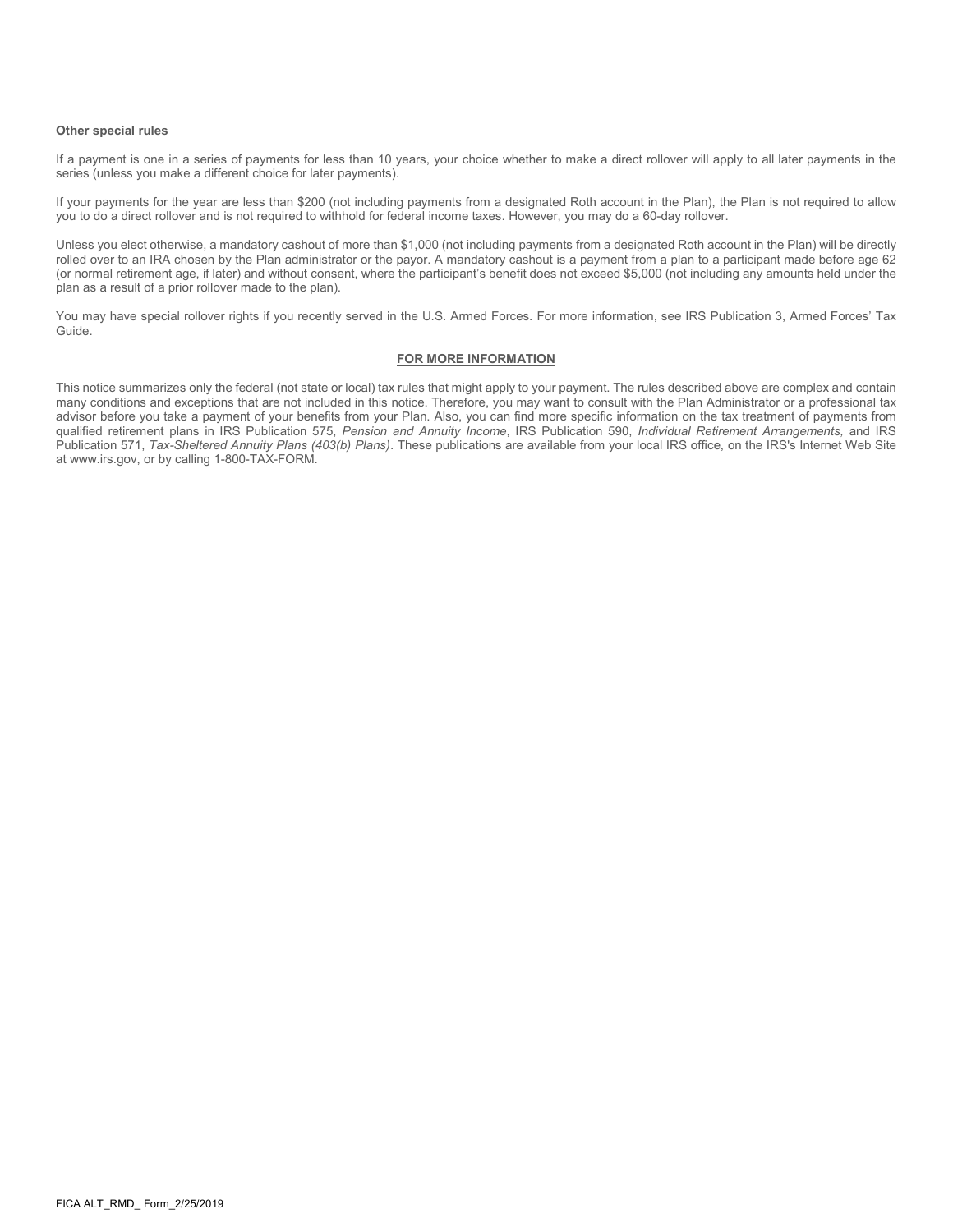**Other special rules**

If a payment is one in a series of payments for less than 10 years, your choice whether to make a direct rollover will apply to all later payments in the series (unless you make a different choice for later payments).

If your payments for the year are less than $200 (not including payments from a designated Roth account in the Plan), the Plan is not required to allow you to do a direct rollover and is not required to withhold for federal income taxes. However, you may do a 60-day rollover.

Unless you elect otherwise, a mandatory cashout of more than $1,000 (not including payments from a designated Roth account in the Plan) will be directly rolled over to an IRA chosen by the Plan administrator or the payor. A mandatory cashout is a payment from a plan to a participant made before age 62 (or normal retirement age, if later) and without consent, where the participant's benefit does not exceed $5,000 (not including any amounts held under the plan as a result of a prior rollover made to the plan).

You may have special rollover rights if you recently served in the U.S. Armed Forces. For more information, see IRS Publication 3, Armed Forces' Tax Guide.

## FOR MORE INFORMATION

This notice summarizes only the federal (not state or local) tax rules that might apply to your payment. The rules described above are complex and contain many conditions and exceptions that are not included in this notice. Therefore, you may want to consult with the Plan Administrator or a professional tax advisor before you take a payment of your benefits from your Plan. Also, you can find more specific information on the tax treatment of payments from qualified retirement plans in IRS Publication 575, *Pension and Annuity Income*, IRS Publication 590, *Individual Retirement Arrangements,* and IRS Publication 571, *Tax-Sheltered Annuity Plans (403(b) Plans)*. These publications are available from your local IRS office, on the IRS's Internet Web Site at www.irs.gov, or by calling 1-800-TAX-FORM.